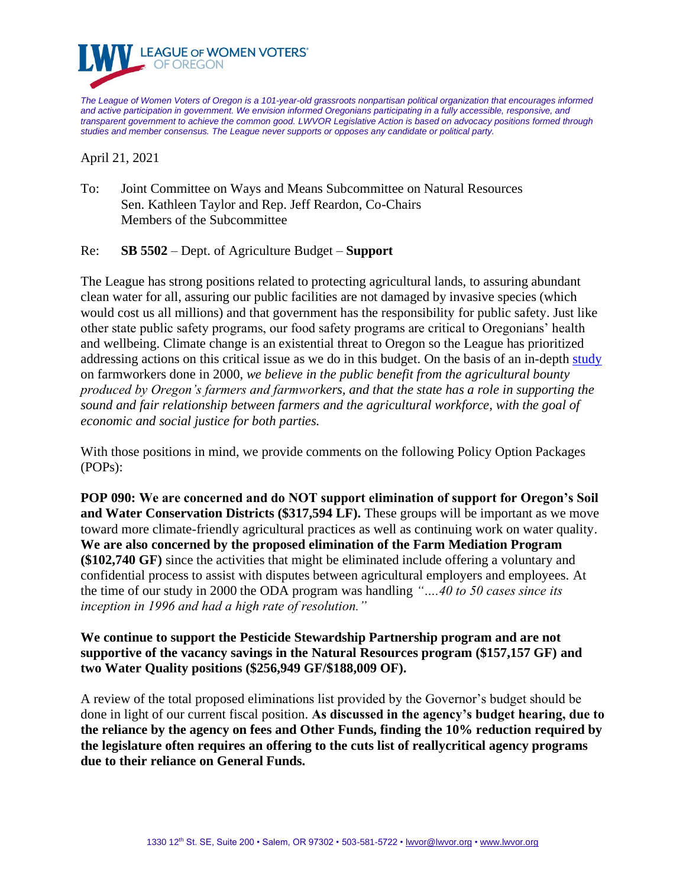**LEAGUE OF WOMEN VOTERS® OF OREGON**

*The League of Women Voters of Oregon is a 101-year-old grassroots nonpartisan political organization that encourages informed and active participation in government. We envision informed Oregonians participating in a fully accessible, responsive, and transparent government to achieve the common good. LWVOR Legislative Action is based on advocacy positions formed through studies and member consensus. The League never supports or opposes any candidate or political party.*

April 21, 2021

To: Joint Committee on Ways and Means Subcommittee on Natural Resources
Sen. Kathleen Taylor and Rep. Jeff Reardon, Co-Chairs
Members of the Subcommittee

Re: **SB 5502** – Dept. of Agriculture Budget – **Support**

The League has strong positions related to protecting agricultural lands, to assuring abundant clean water for all, assuring our public facilities are not damaged by invasive species (which would cost us all millions) and that government has the responsibility for public safety. Just like other state public safety programs, our food safety programs are critical to Oregonians' health and wellbeing. Climate change is an existential threat to Oregon so the League has prioritized addressing actions on this critical issue as we do in this budget. On the basis of an in-depth study on farmworkers done in 2000, *we believe in the public benefit from the agricultural bounty produced by Oregon's farmers and farmworkers, and that the state has a role in supporting the sound and fair relationship between farmers and the agricultural workforce, with the goal of economic and social justice for both parties.*

With those positions in mind, we provide comments on the following Policy Option Packages (POPs):

**POP 090: We are concerned and do NOT support elimination of support for Oregon's Soil and Water Conservation Districts ($317,594 LF).** These groups will be important as we move toward more climate-friendly agricultural practices as well as continuing work on water quality. **We are also concerned by the proposed elimination of the Farm Mediation Program ($102,740 GF)** since the activities that might be eliminated include offering a voluntary and confidential process to assist with disputes between agricultural employers and employees. At the time of our study in 2000 the ODA program was handling *"….40 to 50 cases since its inception in 1996 and had a high rate of resolution."*

**We continue to support the Pesticide Stewardship Partnership program and are not supportive of the vacancy savings in the Natural Resources program ($157,157 GF) and two Water Quality positions ($256,949 GF/$188,009 OF).**

A review of the total proposed eliminations list provided by the Governor's budget should be done in light of our current fiscal position. **As discussed in the agency's budget hearing, due to the reliance by the agency on fees and Other Funds, finding the 10% reduction required by the legislature often requires an offering to the cuts list of reallycritical agency programs due to their reliance on General Funds.**

1330 12th St. SE, Suite 200 • Salem, OR 97302 • 503-581-5722 • lwvor@lwvor.org • www.lwvor.org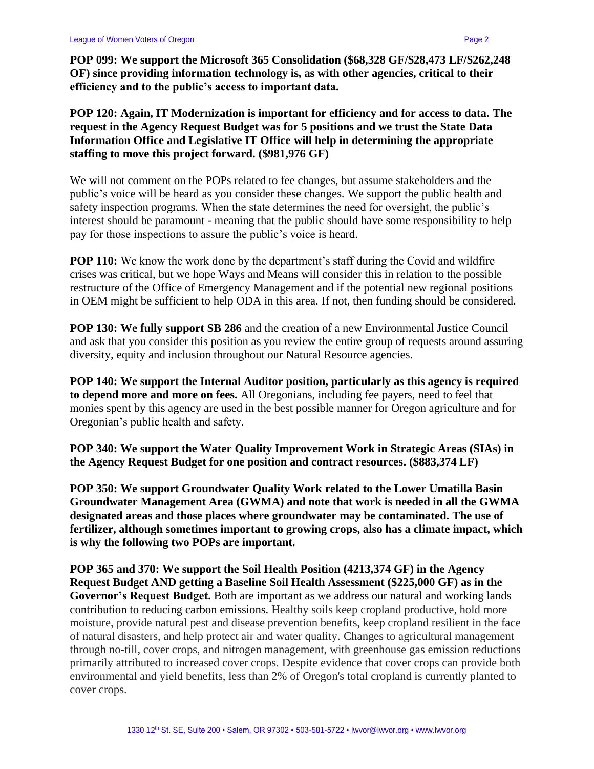**POP 099: We support the Microsoft 365 Consolidation ($68,328 GF/$28,473 LF/$262,248 OF) since providing information technology is, as with other agencies, critical to their efficiency and to the public's access to important data.**

**POP 120: Again, IT Modernization is important for efficiency and for access to data. The request in the Agency Request Budget was for 5 positions and we trust the State Data Information Office and Legislative IT Office will help in determining the appropriate staffing to move this project forward. ($981,976 GF)**

We will not comment on the POPs related to fee changes, but assume stakeholders and the public's voice will be heard as you consider these changes. We support the public health and safety inspection programs. When the state determines the need for oversight, the public's interest should be paramount - meaning that the public should have some responsibility to help pay for those inspections to assure the public's voice is heard.

**POP 110:** We know the work done by the department's staff during the Covid and wildfire crises was critical, but we hope Ways and Means will consider this in relation to the possible restructure of the Office of Emergency Management and if the potential new regional positions in OEM might be sufficient to help ODA in this area. If not, then funding should be considered.

**POP 130: We fully support SB 286** and the creation of a new Environmental Justice Council and ask that you consider this position as you review the entire group of requests around assuring diversity, equity and inclusion throughout our Natural Resource agencies.

**POP 140: We support the Internal Auditor position, particularly as this agency is required to depend more and more on fees.** All Oregonians, including fee payers, need to feel that monies spent by this agency are used in the best possible manner for Oregon agriculture and for Oregonian's public health and safety.

**POP 340: We support the Water Quality Improvement Work in Strategic Areas (SIAs) in the Agency Request Budget for one position and contract resources. ($883,374 LF)**

**POP 350: We support Groundwater Quality Work related to the Lower Umatilla Basin Groundwater Management Area (GWMA) and note that work is needed in all the GWMA designated areas and those places where groundwater may be contaminated. The use of fertilizer, although sometimes important to growing crops, also has a climate impact, which is why the following two POPs are important.**

**POP 365 and 370: We support the Soil Health Position (4213,374 GF) in the Agency Request Budget AND getting a Baseline Soil Health Assessment ($225,000 GF) as in the Governor's Request Budget.** Both are important as we address our natural and working lands contribution to reducing carbon emissions. Healthy soils keep cropland productive, hold more moisture, provide natural pest and disease prevention benefits, keep cropland resilient in the face of natural disasters, and help protect air and water quality. Changes to agricultural management through no-till, cover crops, and nitrogen management, with greenhouse gas emission reductions primarily attributed to increased cover crops. Despite evidence that cover crops can provide both environmental and yield benefits, less than 2% of Oregon's total cropland is currently planted to cover crops.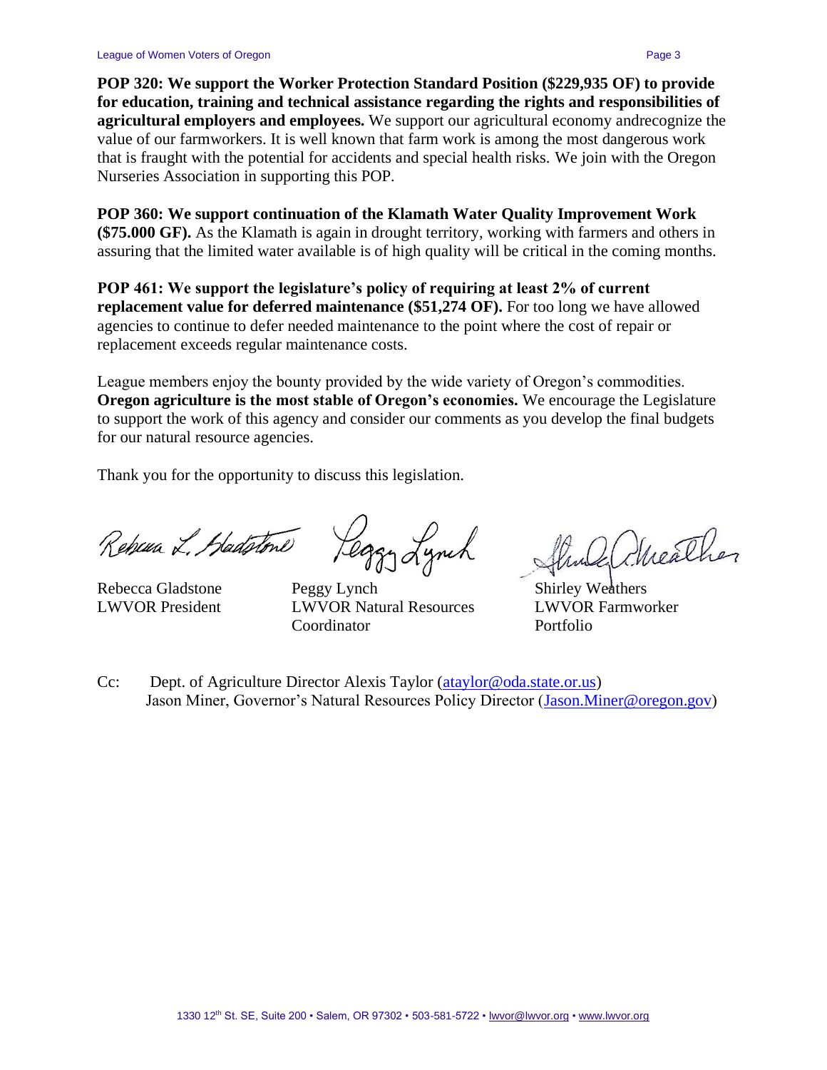**POP 320: We support the Worker Protection Standard Position ($229,935 OF) to provide for education, training and technical assistance regarding the rights and responsibilities of agricultural employers and employees.** We support our agricultural economy andrecognize the value of our farmworkers. It is well known that farm work is among the most dangerous work that is fraught with the potential for accidents and special health risks. We join with the Oregon Nurseries Association in supporting this POP.

**POP 360: We support continuation of the Klamath Water Quality Improvement Work ($75.000 GF).** As the Klamath is again in drought territory, working with farmers and others in assuring that the limited water available is of high quality will be critical in the coming months.

**POP 461: We support the legislature's policy of requiring at least 2% of current replacement value for deferred maintenance ($51,274 OF).** For too long we have allowed agencies to continue to defer needed maintenance to the point where the cost of repair or replacement exceeds regular maintenance costs.

League members enjoy the bounty provided by the wide variety of Oregon's commodities. **Oregon agriculture is the most stable of Oregon's economies.** We encourage the Legislature to support the work of this agency and consider our comments as you develop the final budgets for our natural resource agencies.

Thank you for the opportunity to discuss this legislation.

Rebecca Gladstone
LWVOR President

Peggy Lynch
LWVOR Natural Resources Coordinator

Shirley Weathers
LWVOR Farmworker Portfolio

Cc: Dept. of Agriculture Director Alexis Taylor (ataylor@oda.state.or.us)
Jason Miner, Governor's Natural Resources Policy Director (Jason.Miner@oregon.gov)